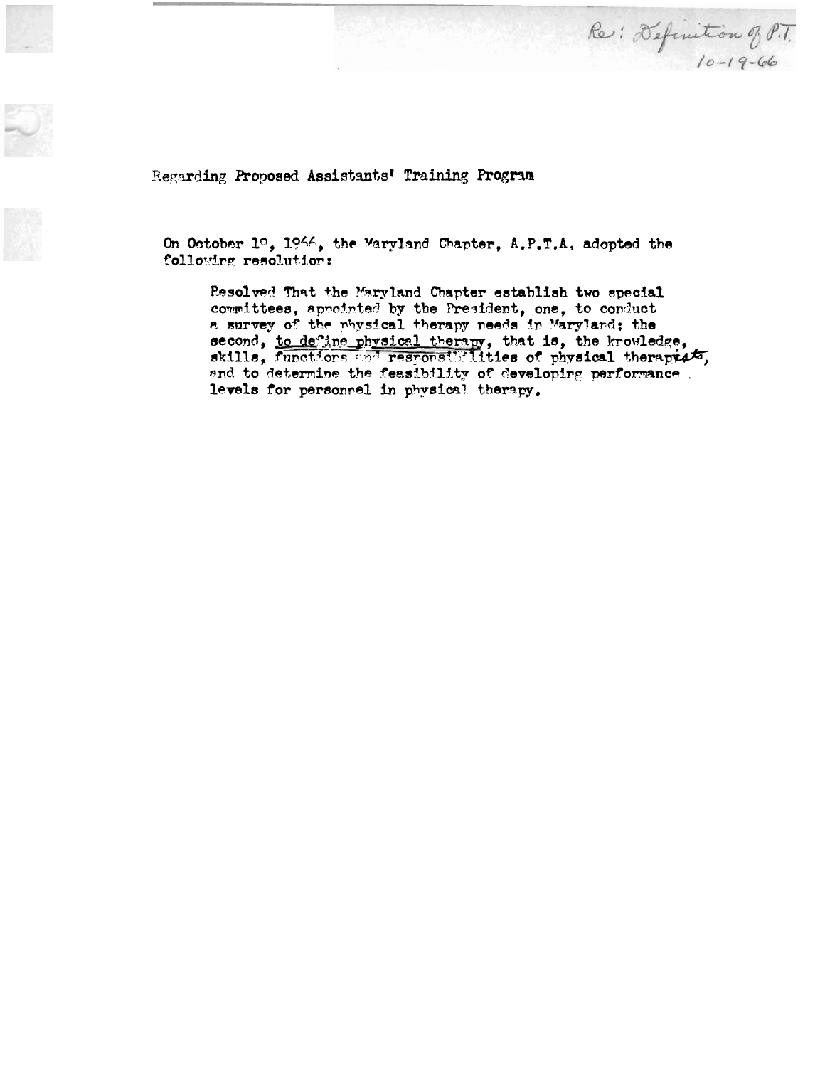Re: Definition of P.T.
10-19-66

Regarding Proposed Assistants' Training Program

On October 19, 1966, the Maryland Chapter, A.P.T.A. adopted the following resolution:

> Resolved That the Maryland Chapter establish two special committees, appointed by the President, one, to conduct a survey of the physical therapy needs in Maryland; the second, <u>to define physical therapy</u>, that is, the knowledge, skills, functions and responsibilities of physical therapists, and to determine the feasibility of developing performance levels for personnel in physical therapy.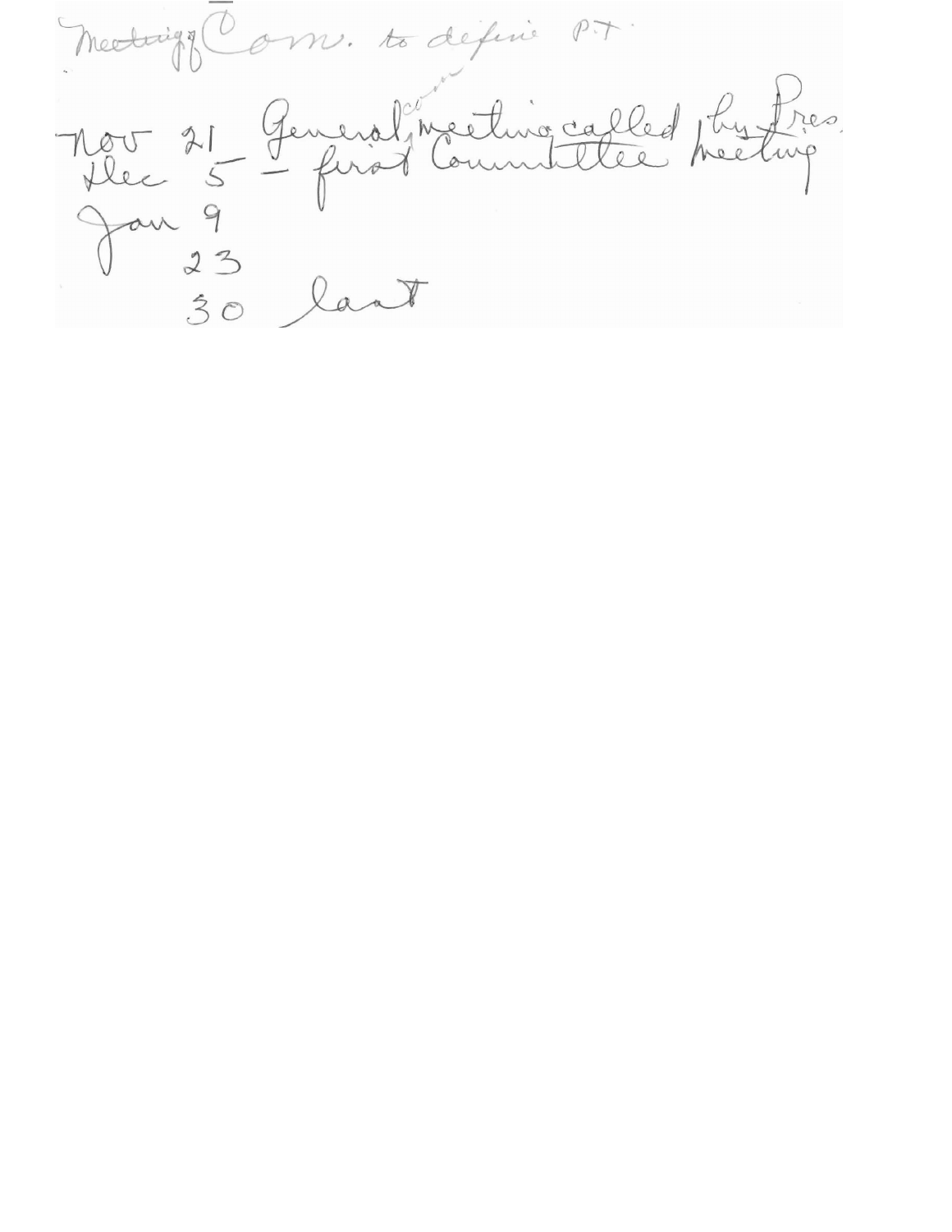Meetings of Com. to define P.T.

Nov 21 – General com. meeting called by Pres.
Dec 5 – first Committee meeting
Jan 9
23
30 last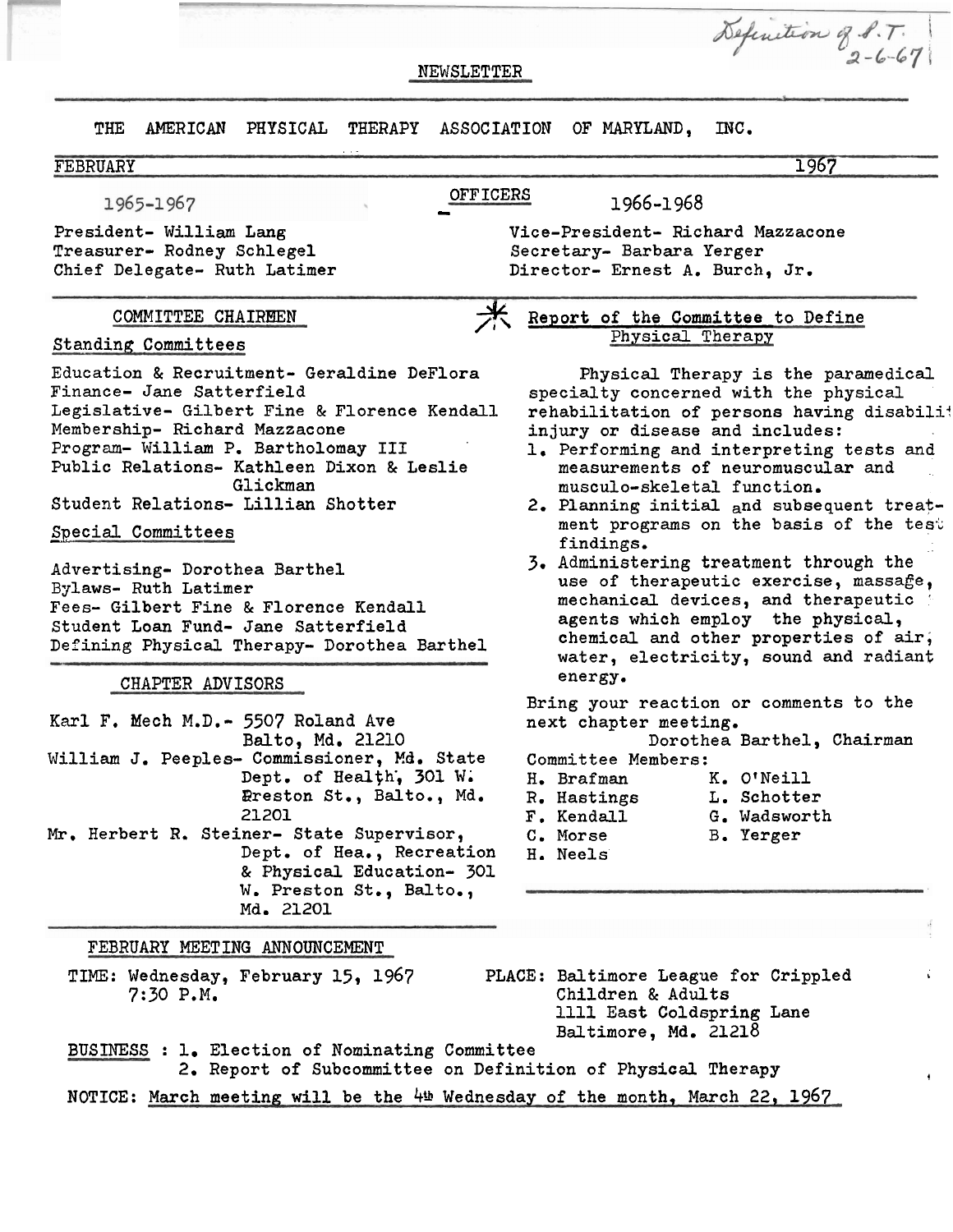Definition of P.T. 2-6-67

NEWSLETTER

# THE AMERICAN PHYSICAL THERAPY ASSOCIATION OF MARYLAND, INC.

FEBRUARY 1967

## OFFICERS

1965-1967

President- William Lang
Treasurer- Rodney Schlegel
Chief Delegate- Ruth Latimer

1966-1968

Vice-President- Richard Mazzacone
Secretary- Barbara Yerger
Director- Ernest A. Burch, Jr.

## COMMITTEE CHAIRMEN

### Standing Committees

Education & Recruitment- Geraldine DeFlora
Finance- Jane Satterfield
Legislative- Gilbert Fine & Florence Kendall
Membership- Richard Mazzacone
Program- William P. Bartholomay III
Public Relations- Kathleen Dixon & Leslie Glickman
Student Relations- Lillian Shotter

### Special Committees

Advertising- Dorothea Barthel
Bylaws- Ruth Latimer
Fees- Gilbert Fine & Florence Kendall
Student Loan Fund- Jane Satterfield
Defining Physical Therapy- Dorothea Barthel

## CHAPTER ADVISORS

Karl F. Mech M.D.- 5507 Roland Ave
Balto, Md. 21210

William J. Peeples- Commissioner, Md. State Dept. of Health, 301 W. Preston St., Balto., Md. 21201

Mr. Herbert R. Steiner- State Supervisor, Dept. of Hea., Recreation & Physical Education- 301 W. Preston St., Balto., Md. 21201

## Report of the Committee to Define Physical Therapy

Physical Therapy is the paramedical specialty concerned with the physical rehabilitation of persons having disabilit injury or disease and includes:

1. Performing and interpreting tests and measurements of neuromuscular and musculo-skeletal function.
2. Planning initial and subsequent treatment programs on the basis of the test findings.
3. Administering treatment through the use of therapeutic exercise, massage, mechanical devices, and therapeutic agents which employ the physical, chemical and other properties of air, water, electricity, sound and radiant energy.

Bring your reaction or comments to the next chapter meeting.

Dorothea Barthel, Chairman

Committee Members:

H. Brafman
R. Hastings
F. Kendall
C. Morse
H. Neels
K. O'Neill
L. Schotter
G. Wadsworth
B. Yerger

## FEBRUARY MEETING ANNOUNCEMENT

TIME: Wednesday, February 15, 1967
7:30 P.M.

PLACE: Baltimore League for Crippled Children & Adults
1111 East Coldspring Lane
Baltimore, Md. 21218

BUSINESS : 1. Election of Nominating Committee
2. Report of Subcommittee on Definition of Physical Therapy

NOTICE: March meeting will be the 4th Wednesday of the month, March 22, 1967